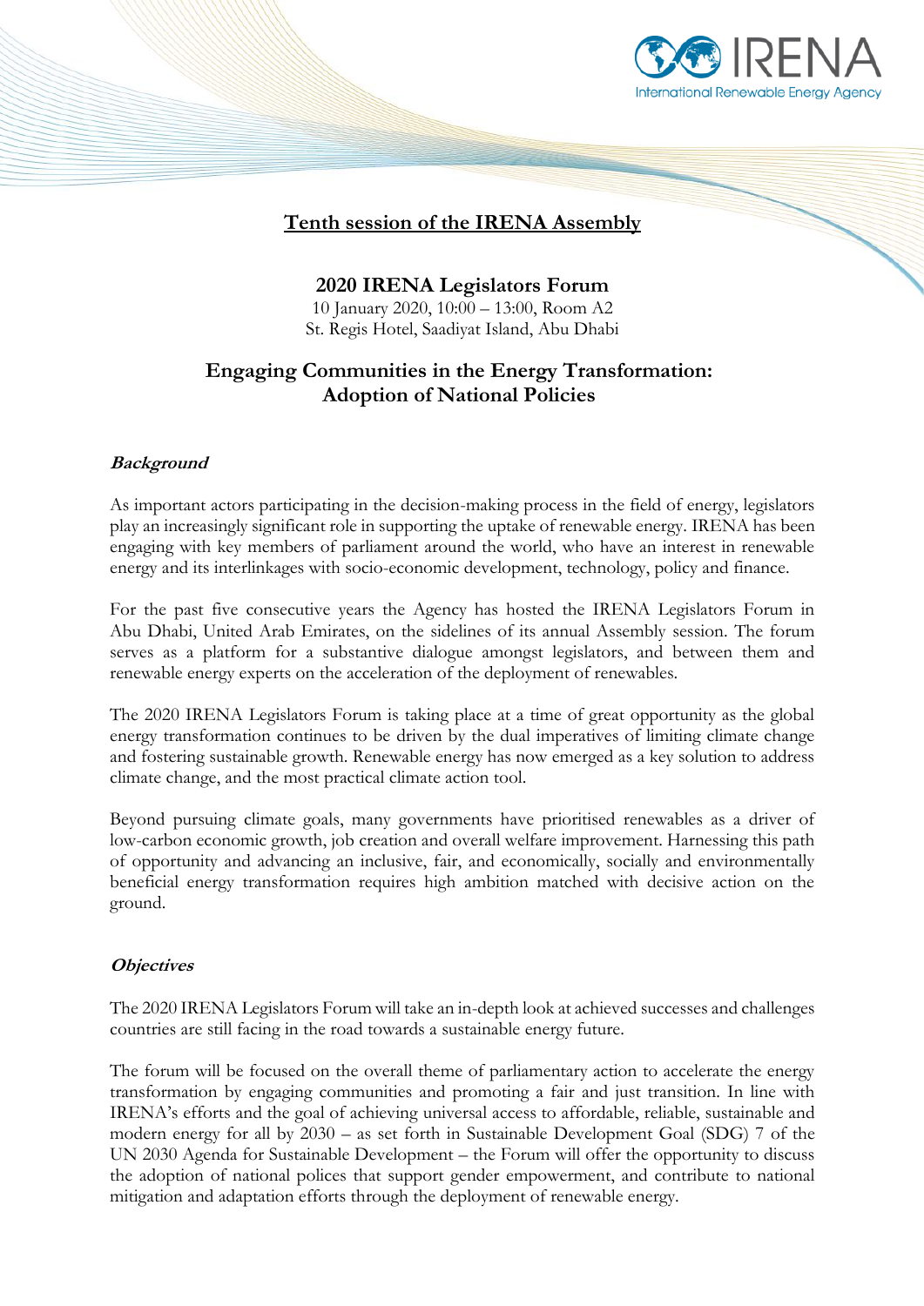# Tenth session of the IRENA Assembly

## 2020 IRENA Legislators Forum

10 January 2020, 10:00 – 13:00, Room A2
St. Regis Hotel, Saadiyat Island, Abu Dhabi

## Engaging Communities in the Energy Transformation: Adoption of National Policies

### *Background*

As important actors participating in the decision-making process in the field of energy, legislators play an increasingly significant role in supporting the uptake of renewable energy. IRENA has been engaging with key members of parliament around the world, who have an interest in renewable energy and its interlinkages with socio-economic development, technology, policy and finance.

For the past five consecutive years the Agency has hosted the IRENA Legislators Forum in Abu Dhabi, United Arab Emirates, on the sidelines of its annual Assembly session. The forum serves as a platform for a substantive dialogue amongst legislators, and between them and renewable energy experts on the acceleration of the deployment of renewables.

The 2020 IRENA Legislators Forum is taking place at a time of great opportunity as the global energy transformation continues to be driven by the dual imperatives of limiting climate change and fostering sustainable growth. Renewable energy has now emerged as a key solution to address climate change, and the most practical climate action tool.

Beyond pursuing climate goals, many governments have prioritised renewables as a driver of low-carbon economic growth, job creation and overall welfare improvement. Harnessing this path of opportunity and advancing an inclusive, fair, and economically, socially and environmentally beneficial energy transformation requires high ambition matched with decisive action on the ground.

### *Objectives*

The 2020 IRENA Legislators Forum will take an in-depth look at achieved successes and challenges countries are still facing in the road towards a sustainable energy future.

The forum will be focused on the overall theme of parliamentary action to accelerate the energy transformation by engaging communities and promoting a fair and just transition. In line with IRENA's efforts and the goal of achieving universal access to affordable, reliable, sustainable and modern energy for all by 2030 – as set forth in Sustainable Development Goal (SDG) 7 of the UN 2030 Agenda for Sustainable Development – the Forum will offer the opportunity to discuss the adoption of national polices that support gender empowerment, and contribute to national mitigation and adaptation efforts through the deployment of renewable energy.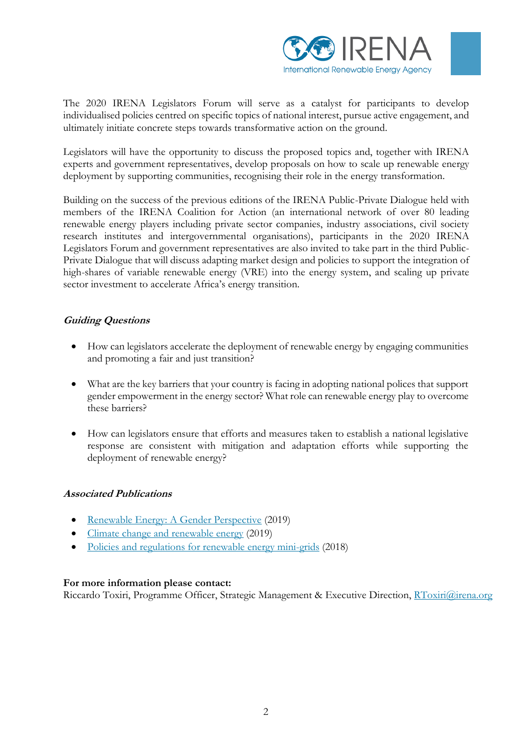The 2020 IRENA Legislators Forum will serve as a catalyst for participants to develop individualised policies centred on specific topics of national interest, pursue active engagement, and ultimately initiate concrete steps towards transformative action on the ground.

Legislators will have the opportunity to discuss the proposed topics and, together with IRENA experts and government representatives, develop proposals on how to scale up renewable energy deployment by supporting communities, recognising their role in the energy transformation.

Building on the success of the previous editions of the IRENA Public-Private Dialogue held with members of the IRENA Coalition for Action (an international network of over 80 leading renewable energy players including private sector companies, industry associations, civil society research institutes and intergovernmental organisations), participants in the 2020 IRENA Legislators Forum and government representatives are also invited to take part in the third Public-Private Dialogue that will discuss adapting market design and policies to support the integration of high-shares of variable renewable energy (VRE) into the energy system, and scaling up private sector investment to accelerate Africa's energy transition.

### *Guiding Questions*

- How can legislators accelerate the deployment of renewable energy by engaging communities and promoting a fair and just transition?
- What are the key barriers that your country is facing in adopting national polices that support gender empowerment in the energy sector? What role can renewable energy play to overcome these barriers?
- How can legislators ensure that efforts and measures taken to establish a national legislative response are consistent with mitigation and adaptation efforts while supporting the deployment of renewable energy?

### *Associated Publications*

- Renewable Energy: A Gender Perspective (2019)
- Climate change and renewable energy (2019)
- Policies and regulations for renewable energy mini-grids (2018)

**For more information please contact:**
Riccardo Toxiri, Programme Officer, Strategic Management & Executive Direction, RToxiri@irena.org